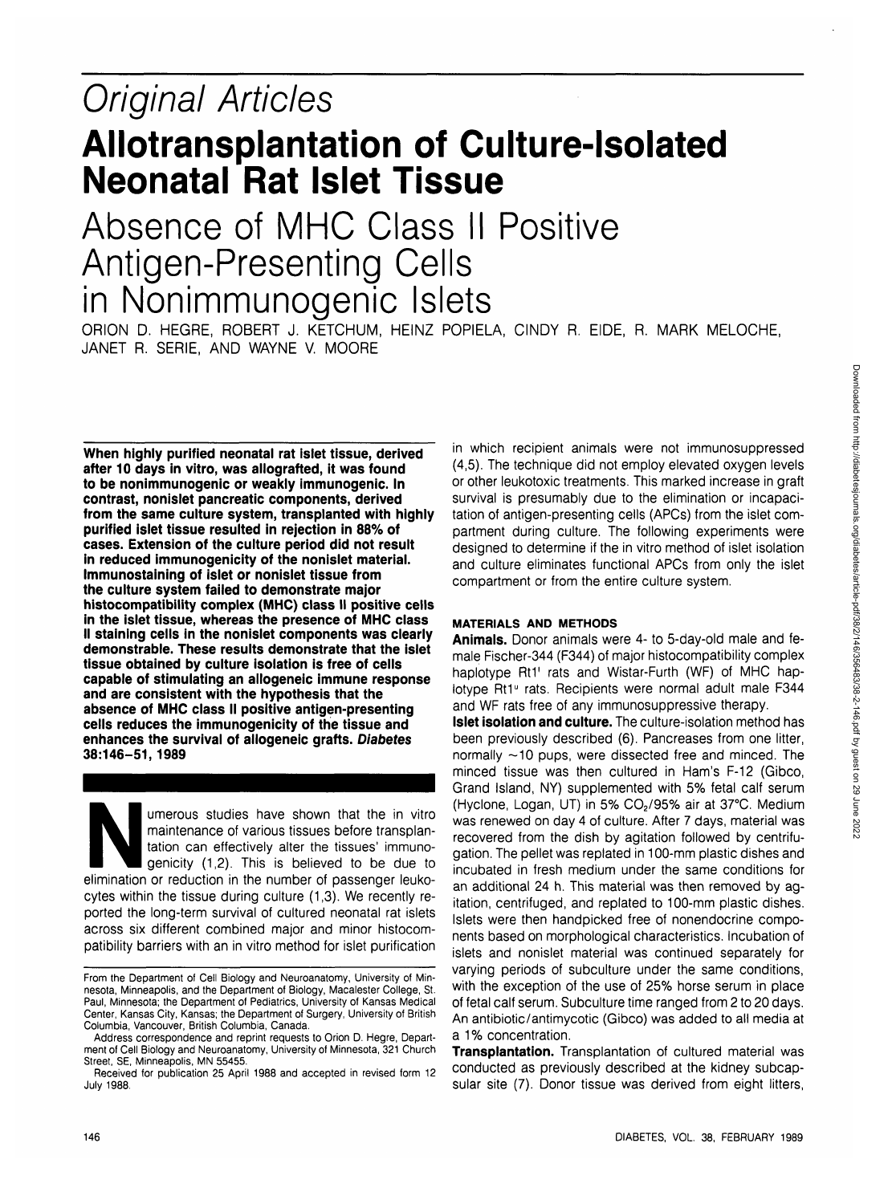# Original Articles

# Allotransplantation of Culture-Isolated Neonatal Rat Islet Tissue

## Absence of MHC Class II Positive Antigen-Presenting Cells in Nonimmunogenic Islets

ORION D. HEGRE, ROBERT J. KETCHUM, HEINZ POPIELA, CINDY R. EIDE, R. MARK MELOCHE, JANET R. SERIE, AND WAYNE V. MOORE

**When highly purified neonatal rat islet tissue, derived after 10 days in vitro, was allografted, it was found to be nonimmunogenic or weakly immunogenic. In contrast, nonislet pancreatic components, derived from the same culture system, transplanted with highly purified islet tissue resulted in rejection in 88% of cases. Extension of the culture period did not result in reduced immunogenicity of the nonislet material. Immunostaining of islet or nonislet tissue from the culture system failed to demonstrate major histocompatibility complex (MHC) class II positive cells in the islet tissue, whereas the presence of MHC class II staining cells in the nonislet components was clearly demonstrable. These results demonstrate that the islet tissue obtained by culture isolation is free of cells capable of stimulating an allogeneic immune response and are consistent with the hypothesis that the absence of MHC class II positive antigen-presenting cells reduces the immunogenicity of the tissue and enhances the survival of allogeneic grafts. *Diabetes* 38:146–51, 1989**

Numerous studies have shown that the in vitro maintenance of various tissues before transplantation can effectively alter the tissues' immunogenicity (1,2). This is believed to be due to elimination or reduction in the number of passenger leukocytes within the tissue during culture (1,3). We recently reported the long-term survival of cultured neonatal rat islets across six different combined major and minor histocompatibility barriers with an in vitro method for islet purification in which recipient animals were not immunosuppressed (4,5). The technique did not employ elevated oxygen levels or other leukotoxic treatments. This marked increase in graft survival is presumably due to the elimination or incapacitation of antigen-presenting cells (APCs) from the islet compartment during culture. The following experiments were designed to determine if the in vitro method of islet isolation and culture eliminates functional APCs from only the islet compartment or from the entire culture system.

From the Department of Cell Biology and Neuroanatomy, University of Minnesota, Minneapolis, and the Department of Biology, Macalester College, St. Paul, Minnesota; the Department of Pediatrics, University of Kansas Medical Center, Kansas City, Kansas; the Department of Surgery, University of British Columbia, Vancouver, British Columbia, Canada.

Address correspondence and reprint requests to Orion D. Hegre, Department of Cell Biology and Neuroanatomy, University of Minnesota, 321 Church Street, SE, Minneapolis, MN 55455.

Received for publication 25 April 1988 and accepted in revised form 12 July 1988.

### MATERIALS AND METHODS

**Animals.** Donor animals were 4- to 5-day-old male and female Fischer-344 (F344) of major histocompatibility complex haplotype Rt1$^{l}$ rats and Wistar-Furth (WF) of MHC haplotype Rt1$^{u}$ rats. Recipients were normal adult male F344 and WF rats free of any immunosuppressive therapy.

**Islet isolation and culture.** The culture-isolation method has been previously described (6). Pancreases from one litter, normally ~10 pups, were dissected free and minced. The minced tissue was then cultured in Ham's F-12 (Gibco, Grand Island, NY) supplemented with 5% fetal calf serum (Hyclone, Logan, UT) in 5% $CO_2$/95% air at 37°C. Medium was renewed on day 4 of culture. After 7 days, material was recovered from the dish by agitation followed by centrifugation. The pellet was replated in 100-mm plastic dishes and incubated in fresh medium under the same conditions for an additional 24 h. This material was then removed by agitation, centrifuged, and replated to 100-mm plastic dishes. Islets were then handpicked free of nonendocrine components based on morphological characteristics. Incubation of islets and nonislet material was continued separately for varying periods of subculture under the same conditions, with the exception of the use of 25% horse serum in place of fetal calf serum. Subculture time ranged from 2 to 20 days. An antibiotic/antimycotic (Gibco) was added to all media at a 1% concentration.

**Transplantation.** Transplantation of cultured material was conducted as previously described at the kidney subcapsular site (7). Donor tissue was derived from eight litters,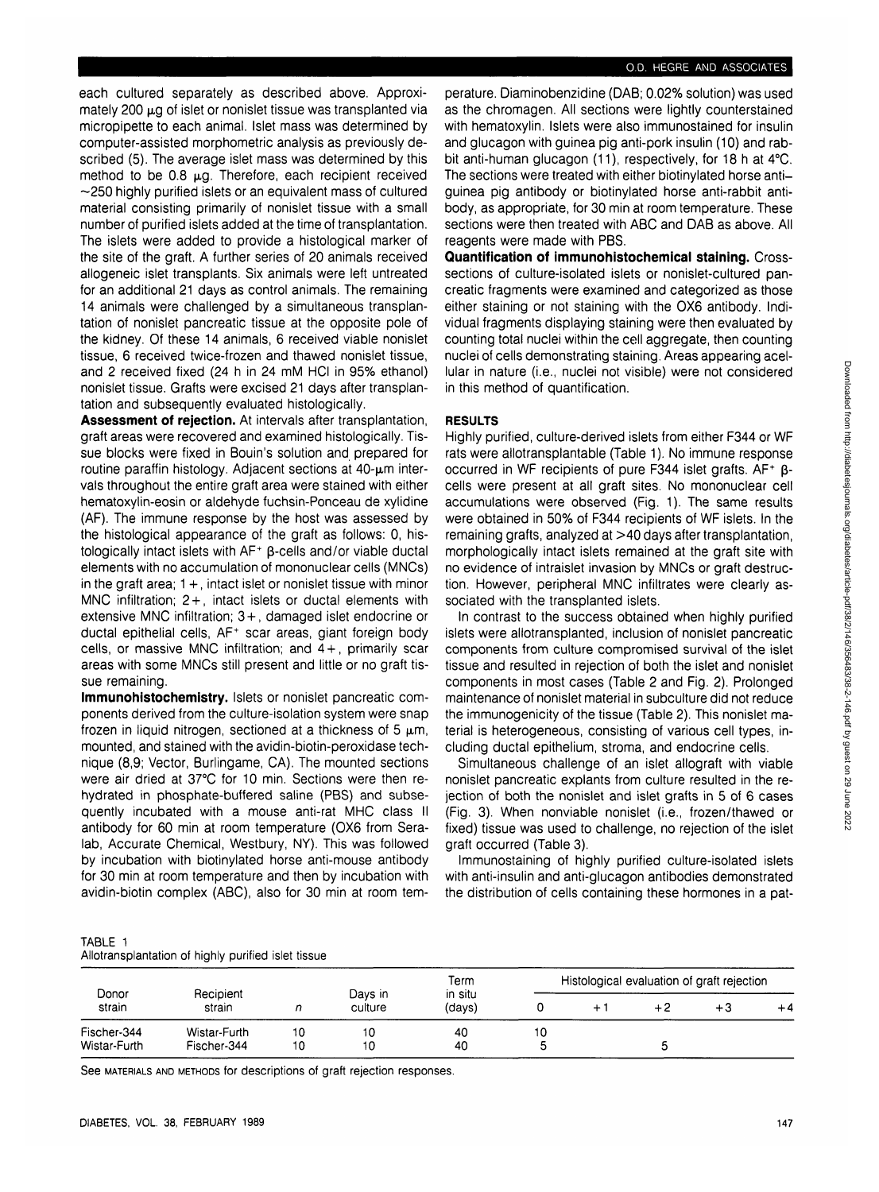each cultured separately as described above. Approximately 200 μg of islet or nonislet tissue was transplanted via micropipette to each animal. Islet mass was determined by computer-assisted morphometric analysis as previously described (5). The average islet mass was determined by this method to be 0.8 μg. Therefore, each recipient received ~250 highly purified islets or an equivalent mass of cultured material consisting primarily of nonislet tissue with a small number of purified islets added at the time of transplantation. The islets were added to provide a histological marker of the site of the graft. A further series of 20 animals received allogeneic islet transplants. Six animals were left untreated for an additional 21 days as control animals. The remaining 14 animals were challenged by a simultaneous transplantation of nonislet pancreatic tissue at the opposite pole of the kidney. Of these 14 animals, 6 received viable nonislet tissue, 6 received twice-frozen and thawed nonislet tissue, and 2 received fixed (24 h in 24 mM HCl in 95% ethanol) nonislet tissue. Grafts were excised 21 days after transplantation and subsequently evaluated histologically.

**Assessment of rejection.** At intervals after transplantation, graft areas were recovered and examined histologically. Tissue blocks were fixed in Bouin's solution and prepared for routine paraffin histology. Adjacent sections at 40-μm intervals throughout the entire graft area were stained with either hematoxylin-eosin or aldehyde fuchsin-Ponceau de xylidine (AF). The immune response by the host was assessed by the histological appearance of the graft as follows: 0, histologically intact islets with $AF^+$ β-cells and/or viable ductal elements with no accumulation of mononuclear cells (MNCs) in the graft area; 1+, intact islet or nonislet tissue with minor MNC infiltration; 2+, intact islets or ductal elements with extensive MNC infiltration; 3+, damaged islet endocrine or ductal epithelial cells, $AF^+$ scar areas, giant foreign body cells, or massive MNC infiltration; and 4+, primarily scar areas with some MNCs still present and little or no graft tissue remaining.

**Immunohistochemistry.** Islets or nonislet pancreatic components derived from the culture-isolation system were snap frozen in liquid nitrogen, sectioned at a thickness of 5 μm, mounted, and stained with the avidin-biotin-peroxidase technique (8,9; Vector, Burlingame, CA). The mounted sections were air dried at 37°C for 10 min. Sections were then rehydrated in phosphate-buffered saline (PBS) and subsequently incubated with a mouse anti-rat MHC class II antibody for 60 min at room temperature (OX6 from Seralab, Accurate Chemical, Westbury, NY). This was followed by incubation with biotinylated horse anti-mouse antibody for 30 min at room temperature and then by incubation with avidin-biotin complex (ABC), also for 30 min at room temperature. Diaminobenzidine (DAB; 0.02% solution) was used as the chromagen. All sections were lightly counterstained with hematoxylin. Islets were also immunostained for insulin and glucagon with guinea pig anti-pork insulin (10) and rabbit anti-human glucagon (11), respectively, for 18 h at 4°C. The sections were treated with either biotinylated horse anti–guinea pig antibody or biotinylated horse anti-rabbit antibody, as appropriate, for 30 min at room temperature. These sections were then treated with ABC and DAB as above. All reagents were made with PBS.

**Quantification of immunohistochemical staining.** Cross-sections of culture-isolated islets or nonislet-cultured pancreatic fragments were examined and categorized as those either staining or not staining with the OX6 antibody. Individual fragments displaying staining were then evaluated by counting total nuclei within the cell aggregate, then counting nuclei of cells demonstrating staining. Areas appearing acellular in nature (i.e., nuclei not visible) were not considered in this method of quantification.

## RESULTS

Highly purified, culture-derived islets from either F344 or WF rats were allotransplantable (Table 1). No immune response occurred in WF recipients of pure F344 islet grafts. $AF^+$ β-cells were present at all graft sites. No mononuclear cell accumulations were observed (Fig. 1). The same results were obtained in 50% of F344 recipients of WF islets. In the remaining grafts, analyzed at >40 days after transplantation, morphologically intact islets remained at the graft site with no evidence of intraislet invasion by MNCs or graft destruction. However, peripheral MNC infiltrates were clearly associated with the transplanted islets.

In contrast to the success obtained when highly purified islets were allotransplanted, inclusion of nonislet pancreatic components from culture compromised survival of the islet tissue and resulted in rejection of both the islet and nonislet components in most cases (Table 2 and Fig. 2). Prolonged maintenance of nonislet material in subculture did not reduce the immunogenicity of the tissue (Table 2). This nonislet material is heterogeneous, consisting of various cell types, including ductal epithelium, stroma, and endocrine cells.

Simultaneous challenge of an islet allograft with viable nonislet pancreatic explants from culture resulted in the rejection of both the nonislet and islet grafts in 5 of 6 cases (Fig. 3). When nonviable nonislet (i.e., frozen/thawed or fixed) tissue was used to challenge, no rejection of the islet graft occurred (Table 3).

Immunostaining of highly purified culture-isolated islets with anti-insulin and anti-glucagon antibodies demonstrated the distribution of cells containing these hormones in a pat-

TABLE 1
Allotransplantation of highly purified islet tissue

| Donor strain | Recipient strain | n | Days in culture | Term in situ (days) | Histological evaluation of graft rejection | | | | |
|---|---|---|---|---|---|---|---|---|---|
| | | | | | 0 | +1 | +2 | +3 | +4 |
| Fischer-344 | Wistar-Furth | 10 | 10 | 40 | 10 | | | | |
| Wistar-Furth | Fischer-344 | 10 | 10 | 40 | 5 | | 5 | | |

See MATERIALS AND METHODS for descriptions of graft rejection responses.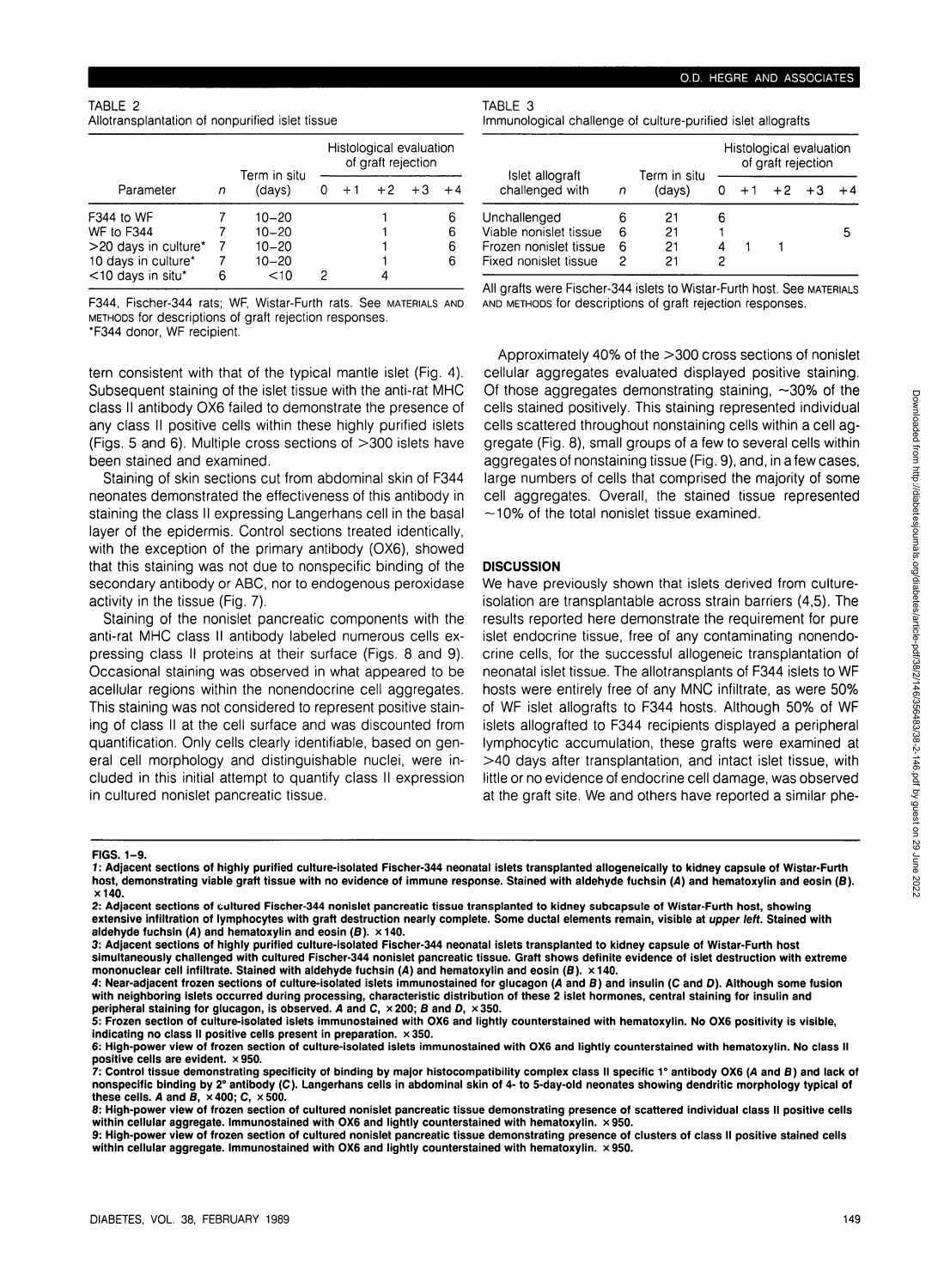TABLE 2
Allotransplantation of nonpurified islet tissue

| Parameter | n | Term in situ (days) | Histological evaluation of graft rejection | | | | |
|---|---|---|---|---|---|---|---|
| | | | 0 | +1 | +2 | +3 | +4 |
| F344 to WF | 7 | 10–20 | | | 1 | | 6 |
| WF to F344 | 7 | 10–20 | | | 1 | | 6 |
| >20 days in culture* | 7 | 10–20 | | | 1 | | 6 |
| 10 days in culture* | 7 | 10–20 | | | 1 | | 6 |
| <10 days in situ* | 6 | <10 | 2 | | 4 | | |

F344, Fischer-344 rats; WF, Wistar-Furth rats. See MATERIALS AND METHODS for descriptions of graft rejection responses.
*F344 donor, WF recipient.

TABLE 3
Immunological challenge of culture-purified islet allografts

| Islet allograft challenged with | n | Term in situ (days) | Histological evaluation of graft rejection | | | | |
|---|---|---|---|---|---|---|---|
| | | | 0 | +1 | +2 | +3 | +4 |
| Unchallenged | 6 | 21 | 6 | | | | |
| Viable nonislet tissue | 6 | 21 | 1 | | | | 5 |
| Frozen nonislet tissue | 6 | 21 | 4 | 1 | 1 | | |
| Fixed nonislet tissue | 2 | 21 | 2 | | | | |

All grafts were Fischer-344 islets to Wistar-Furth host. See MATERIALS AND METHODS for descriptions of graft rejection responses.

tern consistent with that of the typical mantle islet (Fig. 4). Subsequent staining of the islet tissue with the anti-rat MHC class II antibody OX6 failed to demonstrate the presence of any class II positive cells within these highly purified islets (Figs. 5 and 6). Multiple cross sections of >300 islets have been stained and examined.

Staining of skin sections cut from abdominal skin of F344 neonates demonstrated the effectiveness of this antibody in staining the class II expressing Langerhans cell in the basal layer of the epidermis. Control sections treated identically, with the exception of the primary antibody (OX6), showed that this staining was not due to nonspecific binding of the secondary antibody or ABC, nor to endogenous peroxidase activity in the tissue (Fig. 7).

Staining of the nonislet pancreatic components with the anti-rat MHC class II antibody labeled numerous cells expressing class II proteins at their surface (Figs. 8 and 9). Occasional staining was observed in what appeared to be acellular regions within the nonendocrine cell aggregates. This staining was not considered to represent positive staining of class II at the cell surface and was discounted from quantification. Only cells clearly identifiable, based on general cell morphology and distinguishable nuclei, were included in this initial attempt to quantify class II expression in cultured nonislet pancreatic tissue.

Approximately 40% of the >300 cross sections of nonislet cellular aggregates evaluated displayed positive staining. Of those aggregates demonstrating staining, ~30% of the cells stained positively. This staining represented individual cells scattered throughout nonstaining cells within a cell aggregate (Fig. 8), small groups of a few to several cells within aggregates of nonstaining tissue (Fig. 9), and, in a few cases, large numbers of cells that comprised the majority of some cell aggregates. Overall, the stained tissue represented ~10% of the total nonislet tissue examined.

## DISCUSSION

We have previously shown that islets derived from culture-isolation are transplantable across strain barriers (4,5). The results reported here demonstrate the requirement for pure islet endocrine tissue, free of any contaminating nonendocrine cells, for the successful allogeneic transplantation of neonatal islet tissue. The allotransplants of F344 islets to WF hosts were entirely free of any MNC infiltrate, as were 50% of WF islet allografts to F344 hosts. Although 50% of WF islets allografted to F344 recipients displayed a peripheral lymphocytic accumulation, these grafts were examined at >40 days after transplantation, and intact islet tissue, with little or no evidence of endocrine cell damage, was observed at the graft site. We and others have reported a similar phe-

**FIGS. 1–9.**

**1: Adjacent sections of highly purified culture-isolated Fischer-344 neonatal islets transplanted allogeneically to kidney capsule of Wistar-Furth host, demonstrating viable graft tissue with no evidence of immune response. Stained with aldehyde fuchsin (*A*) and hematoxylin and eosin (*B*). ×140.**

**2: Adjacent sections of cultured Fischer-344 nonislet pancreatic tissue transplanted to kidney subcapsule of Wistar-Furth host, showing extensive infiltration of lymphocytes with graft destruction nearly complete. Some ductal elements remain, visible at *upper left*. Stained with aldehyde fuchsin (*A*) and hematoxylin and eosin (*B*). ×140.**

**3: Adjacent sections of highly purified culture-isolated Fischer-344 neonatal islets transplanted to kidney capsule of Wistar-Furth host simultaneously challenged with cultured Fischer-344 nonislet pancreatic tissue. Graft shows definite evidence of islet destruction with extreme mononuclear cell infiltrate. Stained with aldehyde fuchsin (*A*) and hematoxylin and eosin (*B*). ×140.**

**4: Near-adjacent frozen sections of culture-isolated islets immunostained for glucagon (*A* and *B*) and insulin (*C* and *D*). Although some fusion with neighboring islets occurred during processing, characteristic distribution of these 2 islet hormones, central staining for insulin and peripheral staining for glucagon, is observed. *A* and *C*, ×200; *B* and *D*, ×350.**

**5: Frozen section of culture-isolated islets immunostained with OX6 and lightly counterstained with hematoxylin. No OX6 positivity is visible, indicating no class II positive cells present in preparation. ×350.**

**6: High-power view of frozen section of culture-isolated islets immunostained with OX6 and lightly counterstained with hematoxylin. No class II positive cells are evident. ×950.**

**7: Control tissue demonstrating specificity of binding by major histocompatibility complex class II specific 1° antibody OX6 (*A* and *B*) and lack of nonspecific binding by 2° antibody (*C*). Langerhans cells in abdominal skin of 4- to 5-day-old neonates showing dendritic morphology typical of these cells. *A* and *B*, ×400; *C*, ×500.**

**8: High-power view of frozen section of cultured nonislet pancreatic tissue demonstrating presence of scattered individual class II positive cells within cellular aggregate. Immunostained with OX6 and lightly counterstained with hematoxylin. ×950.**

**9: High-power view of frozen section of cultured nonislet pancreatic tissue demonstrating presence of clusters of class II positive stained cells within cellular aggregate. Immunostained with OX6 and lightly counterstained with hematoxylin. ×950.**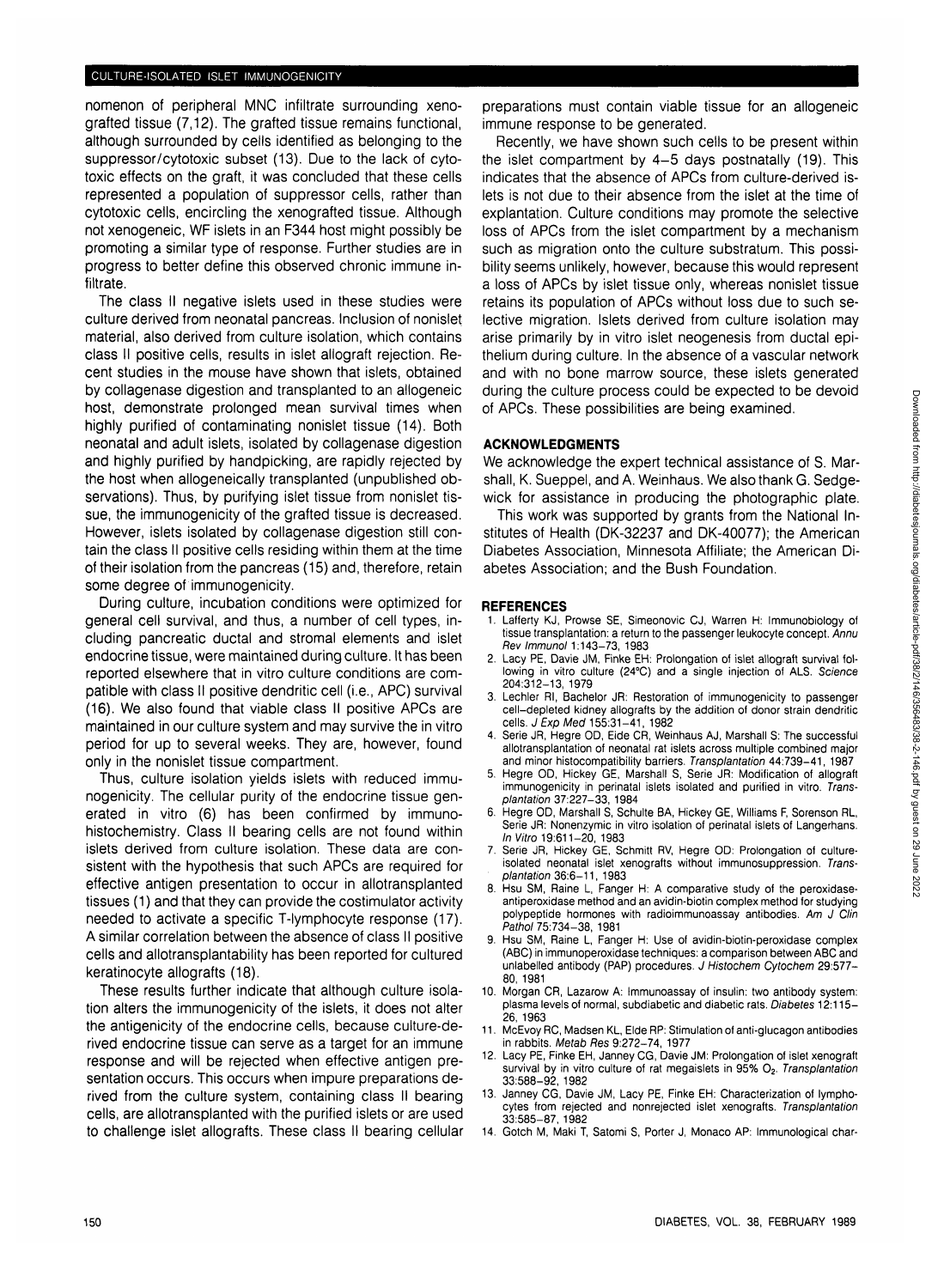nomenon of peripheral MNC infiltrate surrounding xenografted tissue (7,12). The grafted tissue remains functional, although surrounded by cells identified as belonging to the suppressor/cytotoxic subset (13). Due to the lack of cytotoxic effects on the graft, it was concluded that these cells represented a population of suppressor cells, rather than cytotoxic cells, encircling the xenografted tissue. Although not xenogeneic, WF islets in an F344 host might possibly be promoting a similar type of response. Further studies are in progress to better define this observed chronic immune infiltrate.

The class II negative islets used in these studies were culture derived from neonatal pancreas. Inclusion of nonislet material, also derived from culture isolation, which contains class II positive cells, results in islet allograft rejection. Recent studies in the mouse have shown that islets, obtained by collagenase digestion and transplanted to an allogeneic host, demonstrate prolonged mean survival times when highly purified of contaminating nonislet tissue (14). Both neonatal and adult islets, isolated by collagenase digestion and highly purified by handpicking, are rapidly rejected by the host when allogeneically transplanted (unpublished observations). Thus, by purifying islet tissue from nonislet tissue, the immunogenicity of the grafted tissue is decreased. However, islets isolated by collagenase digestion still contain the class II positive cells residing within them at the time of their isolation from the pancreas (15) and, therefore, retain some degree of immunogenicity.

During culture, incubation conditions were optimized for general cell survival, and thus, a number of cell types, including pancreatic ductal and stromal elements and islet endocrine tissue, were maintained during culture. It has been reported elsewhere that in vitro culture conditions are compatible with class II positive dendritic cell (i.e., APC) survival (16). We also found that viable class II positive APCs are maintained in our culture system and may survive the in vitro period for up to several weeks. They are, however, found only in the nonislet tissue compartment.

Thus, culture isolation yields islets with reduced immunogenicity. The cellular purity of the endocrine tissue generated in vitro (6) has been confirmed by immunohistochemistry. Class II bearing cells are not found within islets derived from culture isolation. These data are consistent with the hypothesis that such APCs are required for effective antigen presentation to occur in allotransplanted tissues (1) and that they can provide the costimulator activity needed to activate a specific T-lymphocyte response (17). A similar correlation between the absence of class II positive cells and allotransplantability has been reported for cultured keratinocyte allografts (18).

These results further indicate that although culture isolation alters the immunogenicity of the islets, it does not alter the antigenicity of the endocrine cells, because culture-derived endocrine tissue can serve as a target for an immune response and will be rejected when effective antigen presentation occurs. This occurs when impure preparations derived from the culture system, containing class II bearing cells, are allotransplanted with the purified islets or are used to challenge islet allografts. These class II bearing cellular preparations must contain viable tissue for an allogeneic immune response to be generated.

Recently, we have shown such cells to be present within the islet compartment by 4–5 days postnatally (19). This indicates that the absence of APCs from culture-derived islets is not due to their absence from the islet at the time of explantation. Culture conditions may promote the selective loss of APCs from the islet compartment by a mechanism such as migration onto the culture substratum. This possibility seems unlikely, however, because this would represent a loss of APCs by islet tissue only, whereas nonislet tissue retains its population of APCs without loss due to such selective migration. Islets derived from culture isolation may arise primarily by in vitro islet neogenesis from ductal epithelium during culture. In the absence of a vascular network and with no bone marrow source, these islets generated during the culture process could be expected to be devoid of APCs. These possibilities are being examined.

## ACKNOWLEDGMENTS

We acknowledge the expert technical assistance of S. Marshall, K. Sueppel, and A. Weinhaus. We also thank G. Sedgewick for assistance in producing the photographic plate.

This work was supported by grants from the National Institutes of Health (DK-32237 and DK-40077); the American Diabetes Association, Minnesota Affiliate; the American Diabetes Association; and the Bush Foundation.

## REFERENCES

1. Lafferty KJ, Prowse SE, Simeonovic CJ, Warren H: Immunobiology of tissue transplantation: a return to the passenger leukocyte concept. *Annu Rev Immunol* 1:143–73, 1983
2. Lacy PE, Davie JM, Finke EH: Prolongation of islet allograft survival following in vitro culture (24°C) and a single injection of ALS. *Science* 204:312–13, 1979
3. Lechler RI, Bachelor JR: Restoration of immunogenicity to passenger cell-depleted kidney allografts by the addition of donor strain dendritic cells. *J Exp Med* 155:31–41, 1982
4. Serie JR, Hegre OD, Eide CR, Weinhaus AJ, Marshall S: The successful allotransplantation of neonatal rat islets across multiple combined major and minor histocompatibility barriers. *Transplantation* 44:739–41, 1987
5. Hegre OD, Hickey GE, Marshall S, Serie JR: Modification of allograft immunogenicity in perinatal islets isolated and purified in vitro. *Transplantation* 37:227–33, 1984
6. Hegre OD, Marshall S, Schulte BA, Hickey GE, Williams F, Sorenson RL, Serie JR: Nonenzymic in vitro isolation of perinatal islets of Langerhans. *In Vitro* 19:611–20, 1983
7. Serie JR, Hickey GE, Schmitt RV, Hegre OD: Prolongation of culture-isolated neonatal islet xenografts without immunosuppression. *Transplantation* 36:6–11, 1983
8. Hsu SM, Raine L, Fanger H: A comparative study of the peroxidase-antiperoxidase method and an avidin-biotin complex method for studying polypeptide hormones with radioimmunoassay antibodies. *Am J Clin Pathol* 75:734–38, 1981
9. Hsu SM, Raine L, Fanger H: Use of avidin-biotin-peroxidase complex (ABC) in immunoperoxidase techniques: a comparison between ABC and unlabelled antibody (PAP) procedures. *J Histochem Cytochem* 29:577–80, 1981
10. Morgan CR, Lazarow A: Immunoassay of insulin: two antibody system: plasma levels of normal, subdiabetic and diabetic rats. *Diabetes* 12:115–26, 1963
11. McEvoy RC, Madsen KL, Elde RP: Stimulation of anti-glucagon antibodies in rabbits. *Metab Res* 9:272–74, 1977
12. Lacy PE, Finke EH, Janney CG, Davie JM: Prolongation of islet xenograft survival by in vitro culture of rat megaislets in 95% $O_2$. *Transplantation* 33:588–92, 1982
13. Janney CG, Davie JM, Lacy PE, Finke EH: Characterization of lymphocytes from rejected and nonrejected islet xenografts. *Transplantation* 33:585–87, 1982
14. Gotch M, Maki T, Satomi S, Porter J, Monaco AP: Immunological char-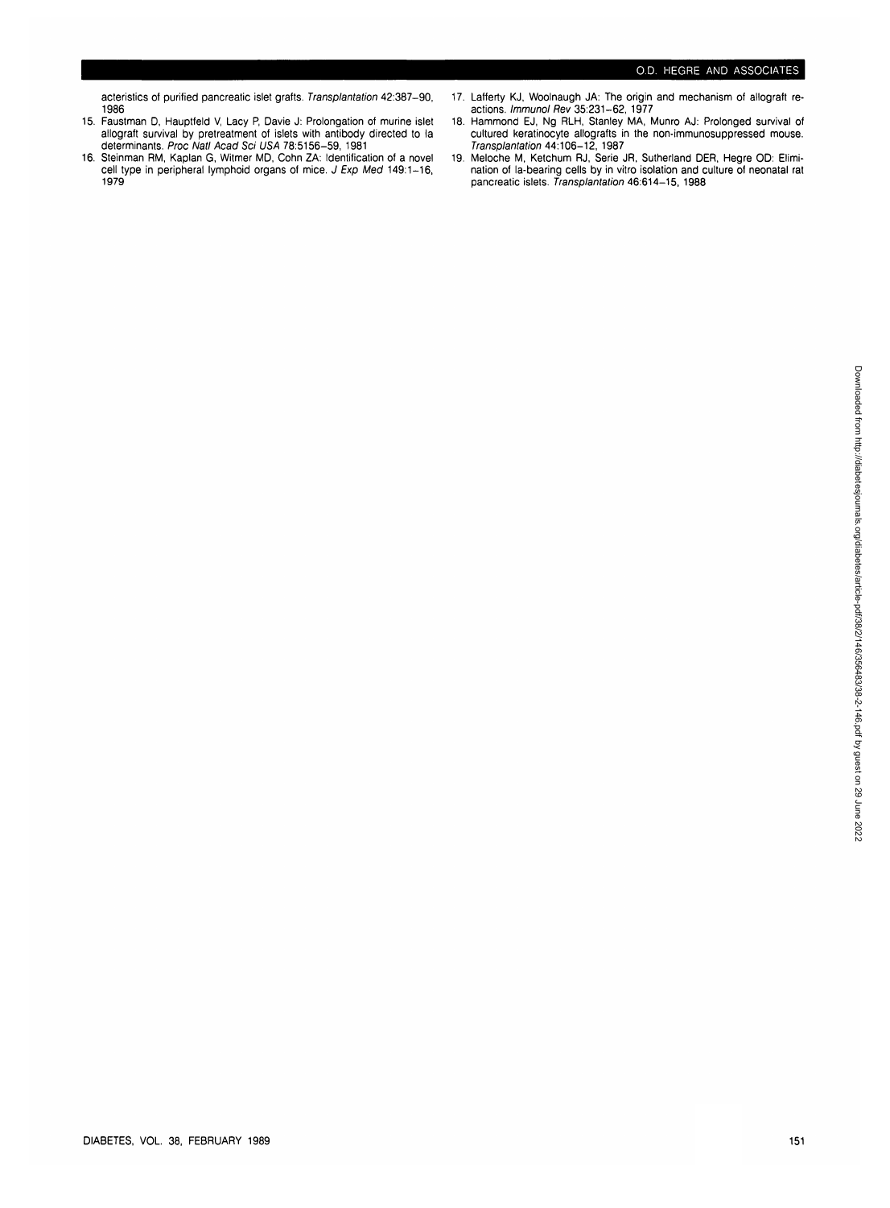acteristics of purified pancreatic islet grafts. *Transplantation* 42:387–90, 1986

15. Faustman D, Hauptfeld V, Lacy P, Davie J: Prolongation of murine islet allograft survival by pretreatment of islets with antibody directed to Ia determinants. *Proc Natl Acad Sci USA* 78:5156–59, 1981
16. Steinman RM, Kaplan G, Witmer MD, Cohn ZA: Identification of a novel cell type in peripheral lymphoid organs of mice. *J Exp Med* 149:1–16, 1979
17. Lafferty KJ, Woolnaugh JA: The origin and mechanism of allograft reactions. *Immunol Rev* 35:231–62, 1977
18. Hammond EJ, Ng RLH, Stanley MA, Munro AJ: Prolonged survival of cultured keratinocyte allografts in the non-immunosuppressed mouse. *Transplantation* 44:106–12, 1987
19. Meloche M, Ketchum RJ, Serie JR, Sutherland DER, Hegre OD: Elimination of Ia-bearing cells by in vitro isolation and culture of neonatal rat pancreatic islets. *Transplantation* 46:614–15, 1988